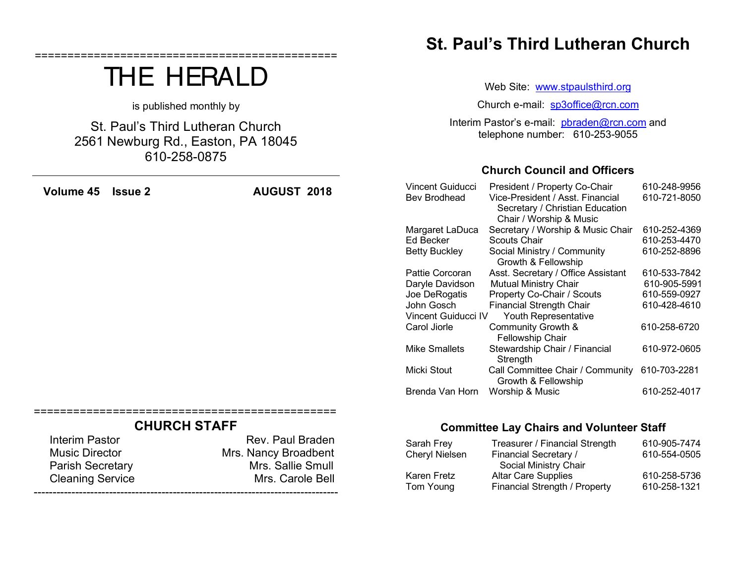# THE HERALD

is published monthly by

St. Paul's Third Lutheran Church
2561 Newburg Rd., Easton, PA 18045
610-258-0875

**Volume 45 Issue 2** **AUGUST 2018**

## CHURCH STAFF

| | |
|---|---|
| Interim Pastor | Rev. Paul Braden |
| Music Director | Mrs. Nancy Broadbent |
| Parish Secretary | Mrs. Sallie Smull |
| Cleaning Service | Mrs. Carole Bell |

# St. Paul's Third Lutheran Church

Web Site: www.stpaulsthird.org

Church e-mail: sp3office@rcn.com

Interim Pastor's e-mail: pbraden@rcn.com and telephone number: 610-253-9055

### Church Council and Officers

| Name | Position | Phone |
|---|---|---|
| Vincent Guiducci | President / Property Co-Chair | 610-248-9956 |
| Bev Brodhead | Vice-President / Asst. Financial Secretary / Christian Education Chair / Worship & Music | 610-721-8050 |
| Margaret LaDuca | Secretary / Worship & Music Chair | 610-252-4369 |
| Ed Becker | Scouts Chair | 610-253-4470 |
| Betty Buckley | Social Ministry / Community Growth & Fellowship | 610-252-8896 |
| Pattie Corcoran | Asst. Secretary / Office Assistant | 610-533-7842 |
| Daryle Davidson | Mutual Ministry Chair | 610-905-5991 |
| Joe DeRogatis | Property Co-Chair / Scouts | 610-559-0927 |
| John Gosch | Financial Strength Chair | 610-428-4610 |
| Vincent Guiducci IV | Youth Representative | |
| Carol Jiorle | Community Growth & Fellowship Chair | 610-258-6720 |
| Mike Smallets | Stewardship Chair / Financial Strength | 610-972-0605 |
| Micki Stout | Call Committee Chair / Community Growth & Fellowship | 610-703-2281 |
| Brenda Van Horn | Worship & Music | 610-252-4017 |

### Committee Lay Chairs and Volunteer Staff

| Name | Position | Phone |
|---|---|---|
| Sarah Frey | Treasurer / Financial Strength | 610-905-7474 |
| Cheryl Nielsen | Financial Secretary / Social Ministry Chair | 610-554-0505 |
| Karen Fretz | Altar Care Supplies | 610-258-5736 |
| Tom Young | Financial Strength / Property | 610-258-1321 |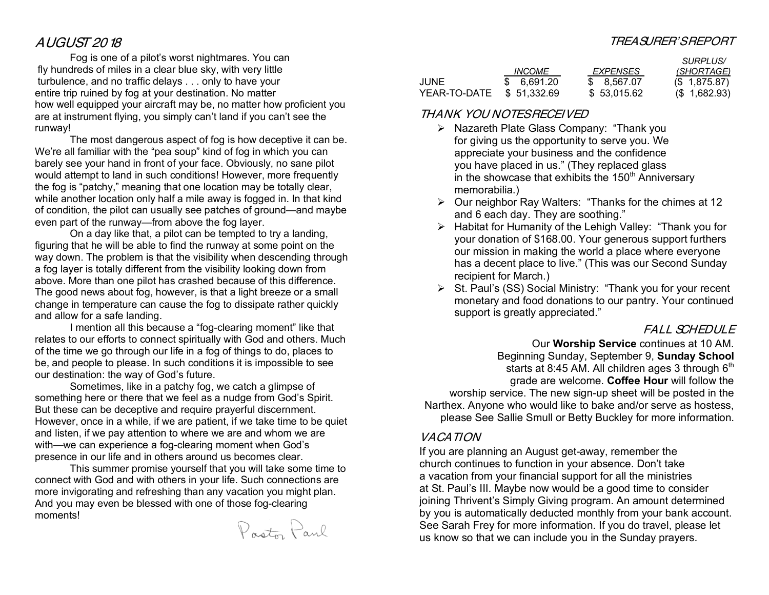## AUGUST 2018

Fog is one of a pilot's worst nightmares. You can fly hundreds of miles in a clear blue sky, with very little turbulence, and no traffic delays . . . only to have your entire trip ruined by fog at your destination. No matter how well equipped your aircraft may be, no matter how proficient you are at instrument flying, you simply can't land if you can't see the runway!

The most dangerous aspect of fog is how deceptive it can be. We're all familiar with the "pea soup" kind of fog in which you can barely see your hand in front of your face. Obviously, no sane pilot would attempt to land in such conditions! However, more frequently the fog is "patchy," meaning that one location may be totally clear, while another location only half a mile away is fogged in. In that kind of condition, the pilot can usually see patches of ground—and maybe even part of the runway—from above the fog layer.

On a day like that, a pilot can be tempted to try a landing, figuring that he will be able to find the runway at some point on the way down. The problem is that the visibility when descending through a fog layer is totally different from the visibility looking down from above. More than one pilot has crashed because of this difference. The good news about fog, however, is that a light breeze or a small change in temperature can cause the fog to dissipate rather quickly and allow for a safe landing.

I mention all this because a "fog-clearing moment" like that relates to our efforts to connect spiritually with God and others. Much of the time we go through our life in a fog of things to do, places to be, and people to please. In such conditions it is impossible to see our destination: the way of God's future.

Sometimes, like in a patchy fog, we catch a glimpse of something here or there that we feel as a nudge from God's Spirit. But these can be deceptive and require prayerful discernment. However, once in a while, if we are patient, if we take time to be quiet and listen, if we pay attention to where we are and whom we are with—we can experience a fog-clearing moment when God's presence in our life and in others around us becomes clear.

This summer promise yourself that you will take some time to connect with God and with others in your life. Such connections are more invigorating and refreshing than any vacation you might plan. And you may even be blessed with one of those fog-clearing moments!

Pastor Paul

## TREASURER'S REPORT

| | INCOME | EXPENSES | SURPLUS/ (SHORTAGE) |
|---|---|---|---|
| JUNE | $ 6,691.20 | $ 8,567.07 | ($ 1,875.87) |
| YEAR-TO-DATE | $ 51,332.69 | $ 53,015.62 | ($ 1,682.93) |

## THANK YOU NOTES RECEIVED

- Nazareth Plate Glass Company: "Thank you for giving us the opportunity to serve you. We appreciate your business and the confidence you have placed in us." (They replaced glass in the showcase that exhibits the 150th Anniversary memorabilia.)
- Our neighbor Ray Walters: "Thanks for the chimes at 12 and 6 each day. They are soothing."
- Habitat for Humanity of the Lehigh Valley: "Thank you for your donation of $168.00. Your generous support furthers our mission in making the world a place where everyone has a decent place to live." (This was our Second Sunday recipient for March.)
- St. Paul's (SS) Social Ministry: "Thank you for your recent monetary and food donations to our pantry. Your continued support is greatly appreciated."

## FALL SCHEDULE

Our **Worship Service** continues at 10 AM. Beginning Sunday, September 9, **Sunday School** starts at 8:45 AM. All children ages 3 through 6th grade are welcome. **Coffee Hour** will follow the worship service. The new sign-up sheet will be posted in the Narthex. Anyone who would like to bake and/or serve as hostess, please See Sallie Smull or Betty Buckley for more information.

## VACATION

If you are planning an August get-away, remember the church continues to function in your absence. Don't take a vacation from your financial support for all the ministries at St. Paul's III. Maybe now would be a good time to consider joining Thrivent's Simply Giving program. An amount determined by you is automatically deducted monthly from your bank account. See Sarah Frey for more information. If you do travel, please let us know so that we can include you in the Sunday prayers.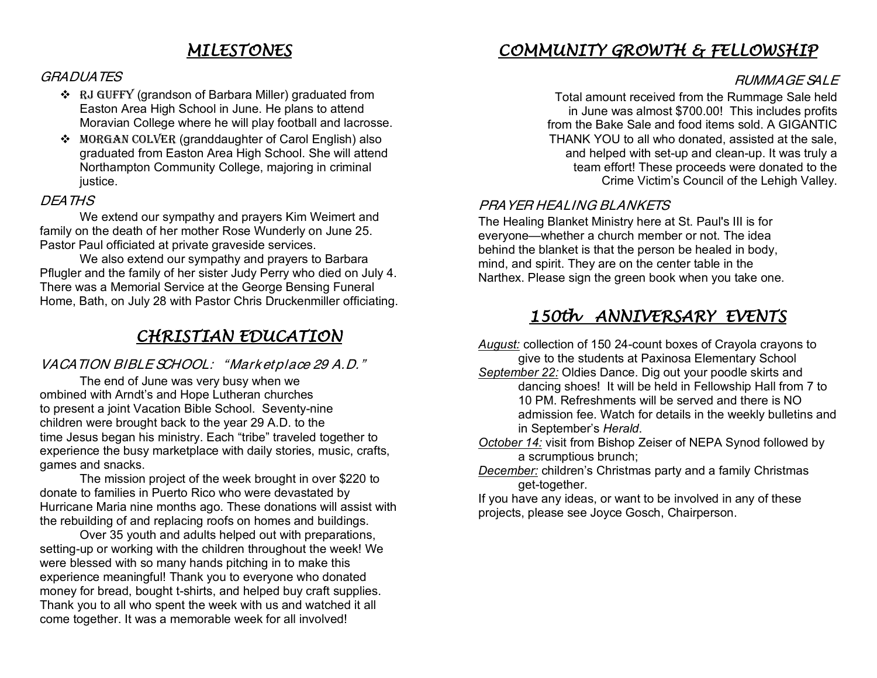## MILESTONES

### GRADUATES

- **RJ Guffy** (grandson of Barbara Miller) graduated from Easton Area High School in June. He plans to attend Moravian College where he will play football and lacrosse.
- **Morgan Colver** (granddaughter of Carol English) also graduated from Easton Area High School. She will attend Northampton Community College, majoring in criminal justice.

### DEATHS

We extend our sympathy and prayers Kim Weimert and family on the death of her mother Rose Wunderly on June 25. Pastor Paul officiated at private graveside services.

We also extend our sympathy and prayers to Barbara Pflugler and the family of her sister Judy Perry who died on July 4. There was a Memorial Service at the George Bensing Funeral Home, Bath, on July 28 with Pastor Chris Druckenmiller officiating.

## CHRISTIAN EDUCATION

### VACATION BIBLE SCHOOL: "Marketplace 29 A.D."

The end of June was very busy when we ombined with Arndt's and Hope Lutheran churches to present a joint Vacation Bible School. Seventy-nine children were brought back to the year 29 A.D. to the time Jesus began his ministry. Each "tribe" traveled together to experience the busy marketplace with daily stories, music, crafts, games and snacks.

The mission project of the week brought in over $220 to donate to families in Puerto Rico who were devastated by Hurricane Maria nine months ago. These donations will assist with the rebuilding of and replacing roofs on homes and buildings.

Over 35 youth and adults helped out with preparations, setting-up or working with the children throughout the week! We were blessed with so many hands pitching in to make this experience meaningful! Thank you to everyone who donated money for bread, bought t-shirts, and helped buy craft supplies. Thank you to all who spent the week with us and watched it all come together. It was a memorable week for all involved!

## COMMUNITY GROWTH & FELLOWSHIP

### RUMMAGE SALE

Total amount received from the Rummage Sale held in June was almost $700.00! This includes profits from the Bake Sale and food items sold. A GIGANTIC THANK YOU to all who donated, assisted at the sale, and helped with set-up and clean-up. It was truly a team effort! These proceeds were donated to the Crime Victim's Council of the Lehigh Valley.

### PRAYER HEALING BLANKETS

The Healing Blanket Ministry here at St. Paul's III is for everyone—whether a church member or not. The idea behind the blanket is that the person be healed in body, mind, and spirit. They are on the center table in the Narthex. Please sign the green book when you take one.

## 150th ANNIVERSARY EVENTS

*August:* collection of 150 24-count boxes of Crayola crayons to give to the students at Paxinosa Elementary School

*September 22:* Oldies Dance. Dig out your poodle skirts and dancing shoes! It will be held in Fellowship Hall from 7 to 10 PM. Refreshments will be served and there is NO admission fee. Watch for details in the weekly bulletins and in September's *Herald*.

*October 14:* visit from Bishop Zeiser of NEPA Synod followed by a scrumptious brunch;

*December:* children's Christmas party and a family Christmas get-together.

If you have any ideas, or want to be involved in any of these projects, please see Joyce Gosch, Chairperson.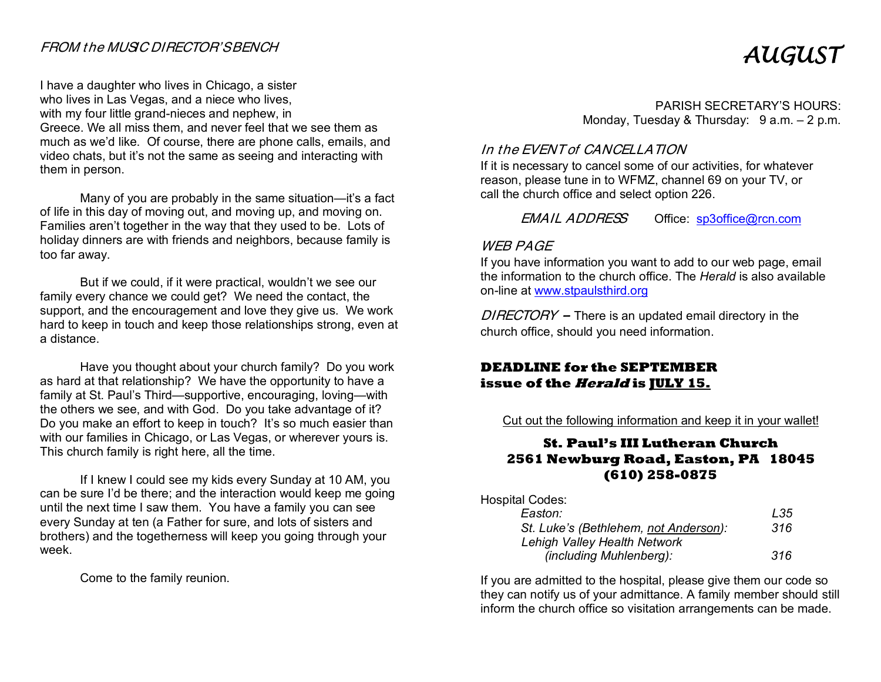## *FROM the MUSIC DIRECTOR'S BENCH*

I have a daughter who lives in Chicago, a sister who lives in Las Vegas, and a niece who lives, with my four little grand-nieces and nephew, in Greece. We all miss them, and never feel that we see them as much as we'd like. Of course, there are phone calls, emails, and video chats, but it's not the same as seeing and interacting with them in person.

Many of you are probably in the same situation—it's a fact of life in this day of moving out, and moving up, and moving on. Families aren't together in the way that they used to be. Lots of holiday dinners are with friends and neighbors, because family is too far away.

But if we could, if it were practical, wouldn't we see our family every chance we could get? We need the contact, the support, and the encouragement and love they give us. We work hard to keep in touch and keep those relationships strong, even at a distance.

Have you thought about your church family? Do you work as hard at that relationship? We have the opportunity to have a family at St. Paul's Third—supportive, encouraging, loving—with the others we see, and with God. Do you take advantage of it? Do you make an effort to keep in touch? It's so much easier than with our families in Chicago, or Las Vegas, or wherever yours is. This church family is right here, all the time.

If I knew I could see my kids every Sunday at 10 AM, you can be sure I'd be there; and the interaction would keep me going until the next time I saw them. You have a family you can see every Sunday at ten (a Father for sure, and lots of sisters and brothers) and the togetherness will keep you going through your week.

Come to the family reunion.

# *AUGUST*

PARISH SECRETARY'S HOURS:
Monday, Tuesday & Thursday: 9 a.m. – 2 p.m.

## *In the EVENT of CANCELLATION*

If it is necessary to cancel some of our activities, for whatever reason, please tune in to WFMZ, channel 69 on your TV, or call the church office and select option 226.

*EMAIL ADDRESS* Office: sp3office@rcn.com

## *WEB PAGE*

If you have information you want to add to our web page, email the information to the church office. The *Herald* is also available on-line at www.stpaulsthird.org

*DIRECTORY* **–** There is an updated email directory in the church office, should you need information.

**DEADLINE for the SEPTEMBER issue of the *Herald* is JULY 15.**

Cut out the following information and keep it in your wallet!

**St. Paul's III Lutheran Church**
**2561 Newburg Road, Easton, PA 18045**
**(610) 258-0875**

Hospital Codes:

| | |
|---|---|
| *Easton:* | *L35* |
| *St. Luke's (Bethlehem, not Anderson):* | *316* |
| *Lehigh Valley Health Network (including Muhlenberg):* | *316* |

If you are admitted to the hospital, please give them our code so they can notify us of your admittance. A family member should still inform the church office so visitation arrangements can be made.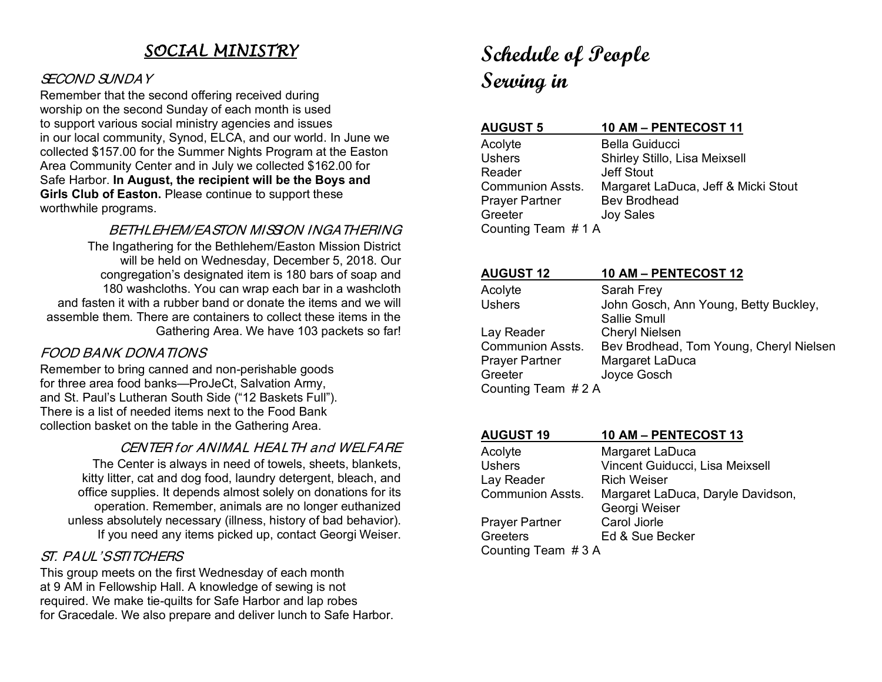# SOCIAL MINISTRY

### *SECOND SUNDAY*

Remember that the second offering received during worship on the second Sunday of each month is used to support various social ministry agencies and issues in our local community, Synod, ELCA, and our world. In June we collected $157.00 for the Summer Nights Program at the Easton Area Community Center and in July we collected $162.00 for Safe Harbor. **In August, the recipient will be the Boys and Girls Club of Easton.** Please continue to support these worthwhile programs.

### *BETHLEHEM/EASTON MISSION INGATHERING*

The Ingathering for the Bethlehem/Easton Mission District will be held on Wednesday, December 5, 2018. Our congregation's designated item is 180 bars of soap and 180 washcloths. You can wrap each bar in a washcloth and fasten it with a rubber band or donate the items and we will assemble them. There are containers to collect these items in the Gathering Area. We have 103 packets so far!

### *FOOD BANK DONATIONS*

Remember to bring canned and non-perishable goods for three area food banks—ProJeCt, Salvation Army, and St. Paul's Lutheran South Side ("12 Baskets Full"). There is a list of needed items next to the Food Bank collection basket on the table in the Gathering Area.

### *CENTER for ANIMAL HEALTH and WELFARE*

The Center is always in need of towels, sheets, blankets, kitty litter, cat and dog food, laundry detergent, bleach, and office supplies. It depends almost solely on donations for its operation. Remember, animals are no longer euthanized unless absolutely necessary (illness, history of bad behavior). If you need any items picked up, contact Georgi Weiser.

### *ST. PAUL'S STITCHERS*

This group meets on the first Wednesday of each month at 9 AM in Fellowship Hall. A knowledge of sewing is not required. We make tie-quilts for Safe Harbor and lap robes for Gracedale. We also prepare and deliver lunch to Safe Harbor.

# Schedule of People Serving in

| **AUGUST 5** | **10 AM – PENTECOST 11** |
|---|---|
| Acolyte | Bella Guiducci |
| Ushers | Shirley Stillo, Lisa Meixsell |
| Reader | Jeff Stout |
| Communion Assts. | Margaret LaDuca, Jeff & Micki Stout |
| Prayer Partner | Bev Brodhead |
| Greeter | Joy Sales |
| Counting Team # 1 A | |

| **AUGUST 12** | **10 AM – PENTECOST 12** |
|---|---|
| Acolyte | Sarah Frey |
| Ushers | John Gosch, Ann Young, Betty Buckley, Sallie Smull |
| Lay Reader | Cheryl Nielsen |
| Communion Assts. | Bev Brodhead, Tom Young, Cheryl Nielsen |
| Prayer Partner | Margaret LaDuca |
| Greeter | Joyce Gosch |
| Counting Team # 2 A | |

| **AUGUST 19** | **10 AM – PENTECOST 13** |
|---|---|
| Acolyte | Margaret LaDuca |
| Ushers | Vincent Guiducci, Lisa Meixsell |
| Lay Reader | Rich Weiser |
| Communion Assts. | Margaret LaDuca, Daryle Davidson, Georgi Weiser |
| Prayer Partner | Carol Jiorle |
| Greeters | Ed & Sue Becker |
| Counting Team # 3 A | |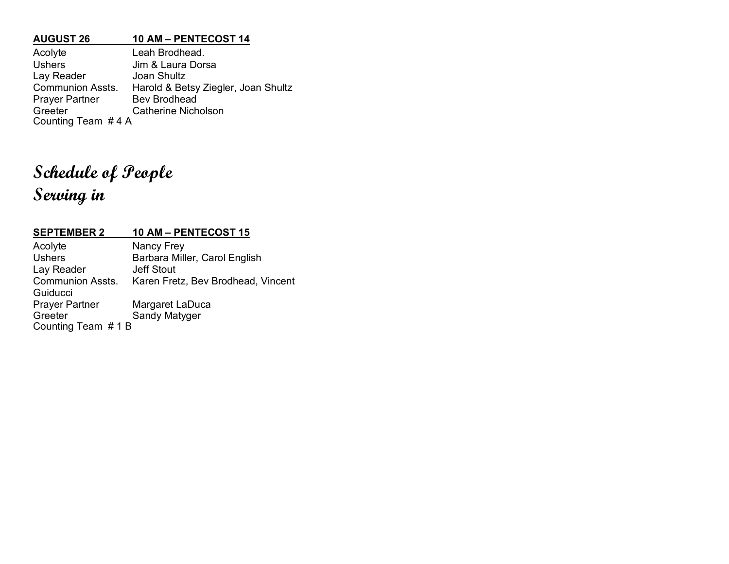**AUGUST 26 10 AM – PENTECOST 14**

| | |
|---|---|
| Acolyte | Leah Brodhead. |
| Ushers | Jim & Laura Dorsa |
| Lay Reader | Joan Shultz |
| Communion Assts. | Harold & Betsy Ziegler, Joan Shultz |
| Prayer Partner | Bev Brodhead |
| Greeter | Catherine Nicholson |
| Counting Team # 4 A | |

# *Schedule of People Serving in*

**SEPTEMBER 2 10 AM – PENTECOST 15**

| | |
|---|---|
| Acolyte | Nancy Frey |
| Ushers | Barbara Miller, Carol English |
| Lay Reader | Jeff Stout |
| Communion Assts. | Karen Fretz, Bev Brodhead, Vincent Guiducci |
| Prayer Partner | Margaret LaDuca |
| Greeter | Sandy Matyger |
| Counting Team # 1 B | |